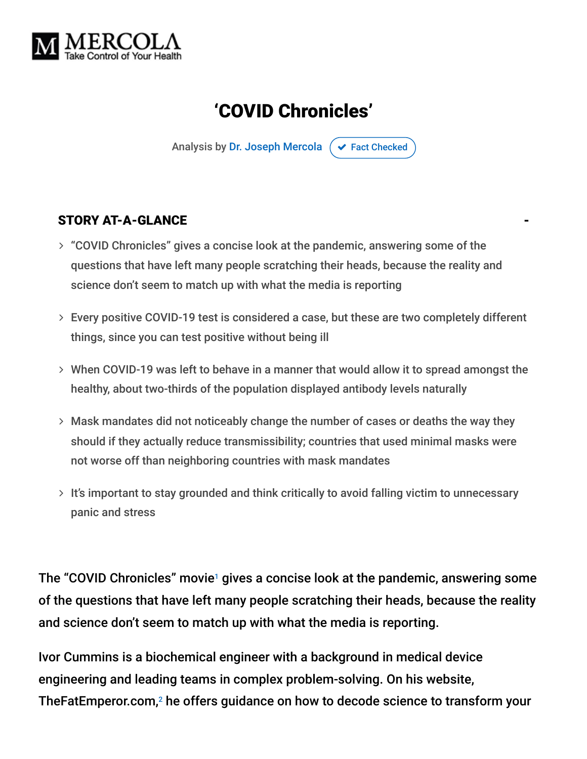# 'COVID Chronicles'

Analysis by Dr. Joseph Mercola Fact Checked

**STORY AT-A-GLANCE**

- "COVID Chronicles" gives a concise look at the pandemic, answering some of the questions that have left many people scratching their heads, because the reality and science don't seem to match up with what the media is reporting
- Every positive COVID-19 test is considered a case, but these are two completely different things, since you can test positive without being ill
- When COVID-19 was left to behave in a manner that would allow it to spread amongst the healthy, about two-thirds of the population displayed antibody levels naturally
- Mask mandates did not noticeably change the number of cases or deaths the way they should if they actually reduce transmissibility; countries that used minimal masks were not worse off than neighboring countries with mask mandates
- It's important to stay grounded and think critically to avoid falling victim to unnecessary panic and stress

The "COVID Chronicles" movie[1] gives a concise look at the pandemic, answering some of the questions that have left many people scratching their heads, because the reality and science don't seem to match up with what the media is reporting.

Ivor Cummins is a biochemical engineer with a background in medical device engineering and leading teams in complex problem-solving. On his website, TheFatEmperor.com,[2] he offers guidance on how to decode science to transform your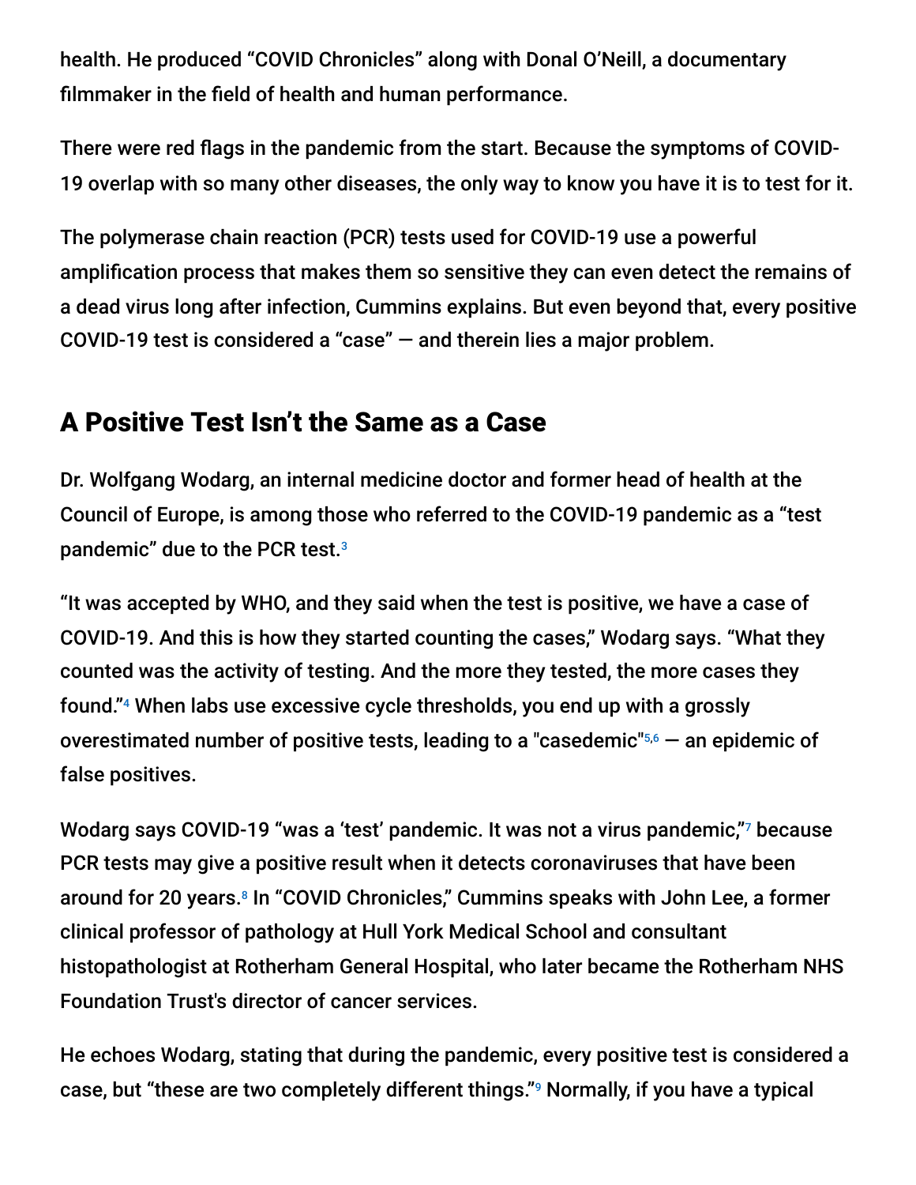health. He produced "COVID Chronicles" along with Donal O'Neill, a documentary filmmaker in the field of health and human performance.

There were red flags in the pandemic from the start. Because the symptoms of COVID-19 overlap with so many other diseases, the only way to know you have it is to test for it.

The polymerase chain reaction (PCR) tests used for COVID-19 use a powerful amplification process that makes them so sensitive they can even detect the remains of a dead virus long after infection, Cummins explains. But even beyond that, every positive COVID-19 test is considered a "case" — and therein lies a major problem.

## A Positive Test Isn't the Same as a Case

Dr. Wolfgang Wodarg, an internal medicine doctor and former head of health at the Council of Europe, is among those who referred to the COVID-19 pandemic as a "test pandemic" due to the PCR test.[3]

"It was accepted by WHO, and they said when the test is positive, we have a case of COVID-19. And this is how they started counting the cases," Wodarg says. "What they counted was the activity of testing. And the more they tested, the more cases they found."[4] When labs use excessive cycle thresholds, you end up with a grossly overestimated number of positive tests, leading to a "casedemic"[5,6] — an epidemic of false positives.

Wodarg says COVID-19 "was a 'test' pandemic. It was not a virus pandemic,"[7] because PCR tests may give a positive result when it detects coronaviruses that have been around for 20 years.[8] In "COVID Chronicles," Cummins speaks with John Lee, a former clinical professor of pathology at Hull York Medical School and consultant histopathologist at Rotherham General Hospital, who later became the Rotherham NHS Foundation Trust's director of cancer services.

He echoes Wodarg, stating that during the pandemic, every positive test is considered a case, but "these are two completely different things."[9] Normally, if you have a typical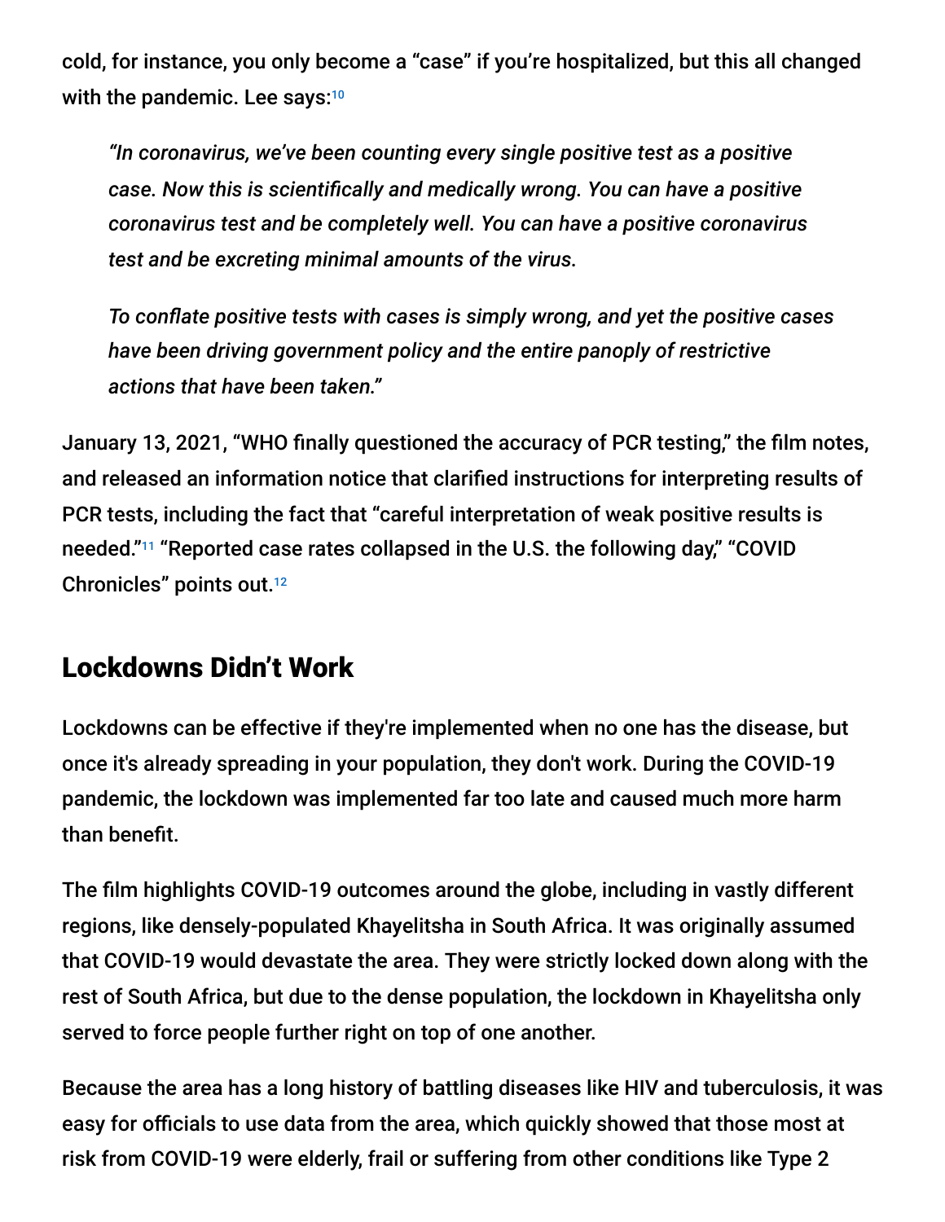cold, for instance, you only become a "case" if you're hospitalized, but this all changed with the pandemic. Lee says:[10]

> *"In coronavirus, we've been counting every single positive test as a positive case. Now this is scientifically and medically wrong. You can have a positive coronavirus test and be completely well. You can have a positive coronavirus test and be excreting minimal amounts of the virus.*
>
> *To conflate positive tests with cases is simply wrong, and yet the positive cases have been driving government policy and the entire panoply of restrictive actions that have been taken."*

January 13, 2021, "WHO finally questioned the accuracy of PCR testing," the film notes, and released an information notice that clarified instructions for interpreting results of PCR tests, including the fact that "careful interpretation of weak positive results is needed."[11] "Reported case rates collapsed in the U.S. the following day," "COVID Chronicles" points out.[12]

## Lockdowns Didn't Work

Lockdowns can be effective if they're implemented when no one has the disease, but once it's already spreading in your population, they don't work. During the COVID-19 pandemic, the lockdown was implemented far too late and caused much more harm than benefit.

The film highlights COVID-19 outcomes around the globe, including in vastly different regions, like densely-populated Khayelitsha in South Africa. It was originally assumed that COVID-19 would devastate the area. They were strictly locked down along with the rest of South Africa, but due to the dense population, the lockdown in Khayelitsha only served to force people further right on top of one another.

Because the area has a long history of battling diseases like HIV and tuberculosis, it was easy for officials to use data from the area, which quickly showed that those most at risk from COVID-19 were elderly, frail or suffering from other conditions like Type 2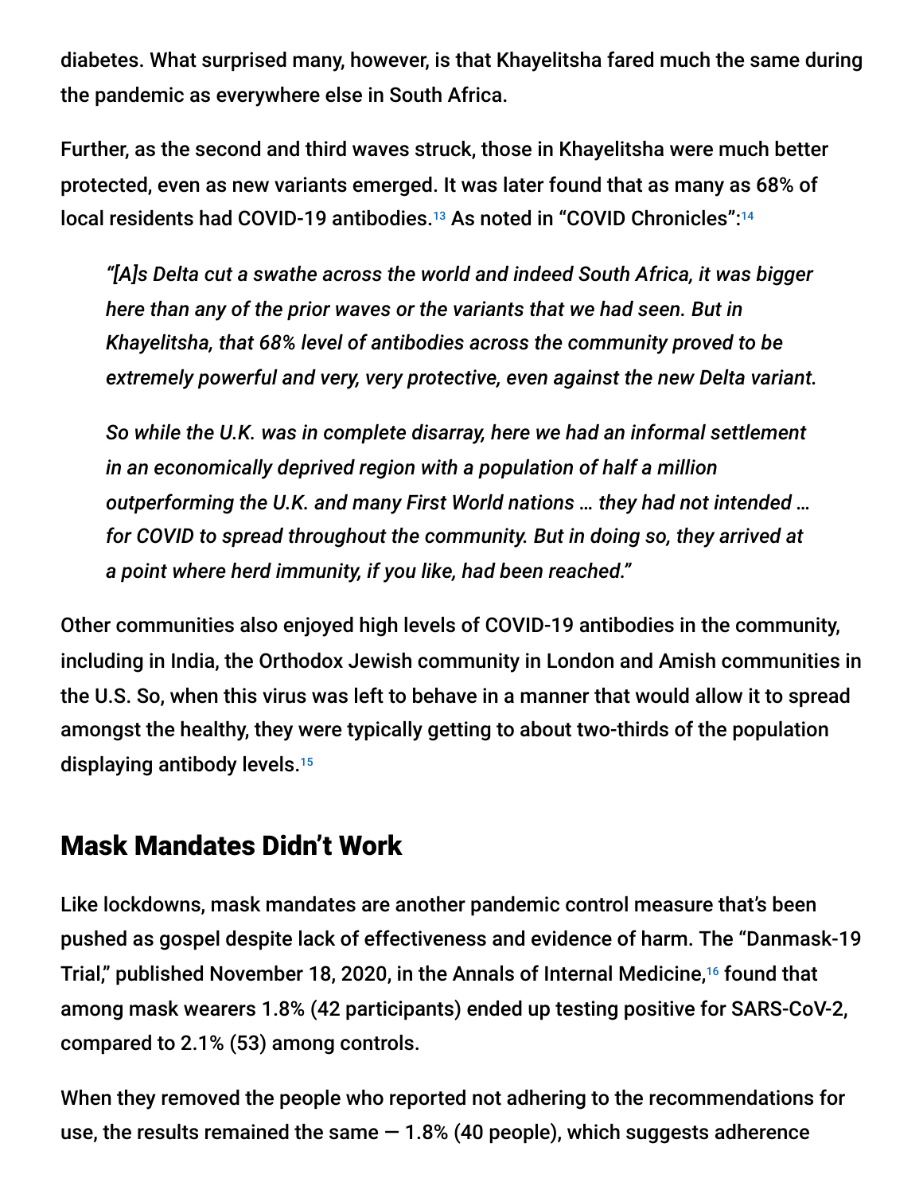diabetes. What surprised many, however, is that Khayelitsha fared much the same during the pandemic as everywhere else in South Africa.

Further, as the second and third waves struck, those in Khayelitsha were much better protected, even as new variants emerged. It was later found that as many as 68% of local residents had COVID-19 antibodies.[13] As noted in "COVID Chronicles":[14]

> *"[A]s Delta cut a swathe across the world and indeed South Africa, it was bigger here than any of the prior waves or the variants that we had seen. But in Khayelitsha, that 68% level of antibodies across the community proved to be extremely powerful and very, very protective, even against the new Delta variant.*
>
> *So while the U.K. was in complete disarray, here we had an informal settlement in an economically deprived region with a population of half a million outperforming the U.K. and many First World nations … they had not intended … for COVID to spread throughout the community. But in doing so, they arrived at a point where herd immunity, if you like, had been reached."*

Other communities also enjoyed high levels of COVID-19 antibodies in the community, including in India, the Orthodox Jewish community in London and Amish communities in the U.S. So, when this virus was left to behave in a manner that would allow it to spread amongst the healthy, they were typically getting to about two-thirds of the population displaying antibody levels.[15]

## Mask Mandates Didn't Work

Like lockdowns, mask mandates are another pandemic control measure that's been pushed as gospel despite lack of effectiveness and evidence of harm. The "Danmask-19 Trial," published November 18, 2020, in the Annals of Internal Medicine,[16] found that among mask wearers 1.8% (42 participants) ended up testing positive for SARS-CoV-2, compared to 2.1% (53) among controls.

When they removed the people who reported not adhering to the recommendations for use, the results remained the same — 1.8% (40 people), which suggests adherence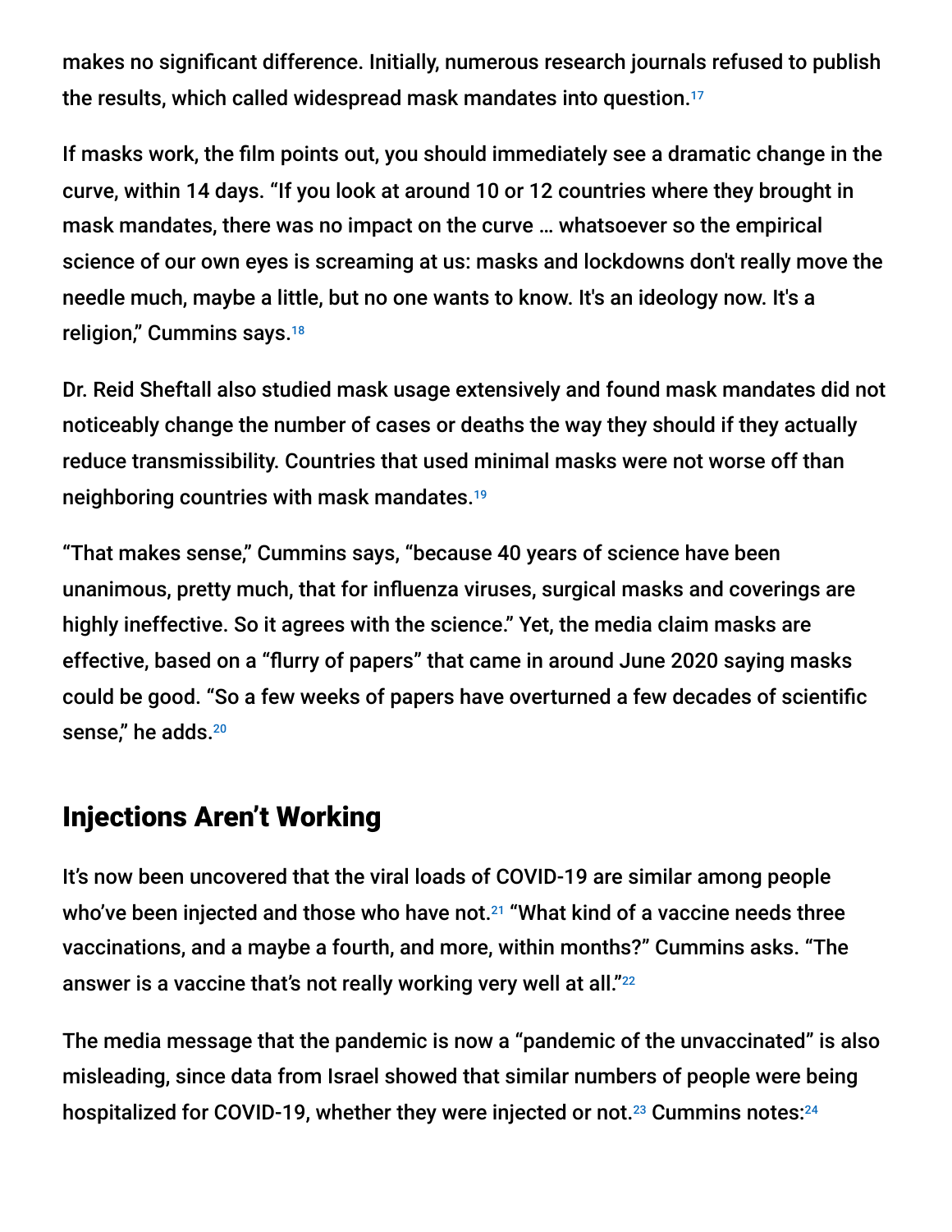makes no significant difference. Initially, numerous research journals refused to publish the results, which called widespread mask mandates into question.[17]

If masks work, the film points out, you should immediately see a dramatic change in the curve, within 14 days. "If you look at around 10 or 12 countries where they brought in mask mandates, there was no impact on the curve … whatsoever so the empirical science of our own eyes is screaming at us: masks and lockdowns don't really move the needle much, maybe a little, but no one wants to know. It's an ideology now. It's a religion," Cummins says.[18]

Dr. Reid Sheftall also studied mask usage extensively and found mask mandates did not noticeably change the number of cases or deaths the way they should if they actually reduce transmissibility. Countries that used minimal masks were not worse off than neighboring countries with mask mandates.[19]

"That makes sense," Cummins says, "because 40 years of science have been unanimous, pretty much, that for influenza viruses, surgical masks and coverings are highly ineffective. So it agrees with the science." Yet, the media claim masks are effective, based on a "flurry of papers" that came in around June 2020 saying masks could be good. "So a few weeks of papers have overturned a few decades of scientific sense," he adds.[20]

## Injections Aren't Working

It's now been uncovered that the viral loads of COVID-19 are similar among people who've been injected and those who have not.[21] "What kind of a vaccine needs three vaccinations, and a maybe a fourth, and more, within months?" Cummins asks. "The answer is a vaccine that's not really working very well at all."[22]

The media message that the pandemic is now a "pandemic of the unvaccinated" is also misleading, since data from Israel showed that similar numbers of people were being hospitalized for COVID-19, whether they were injected or not.[23] Cummins notes:[24]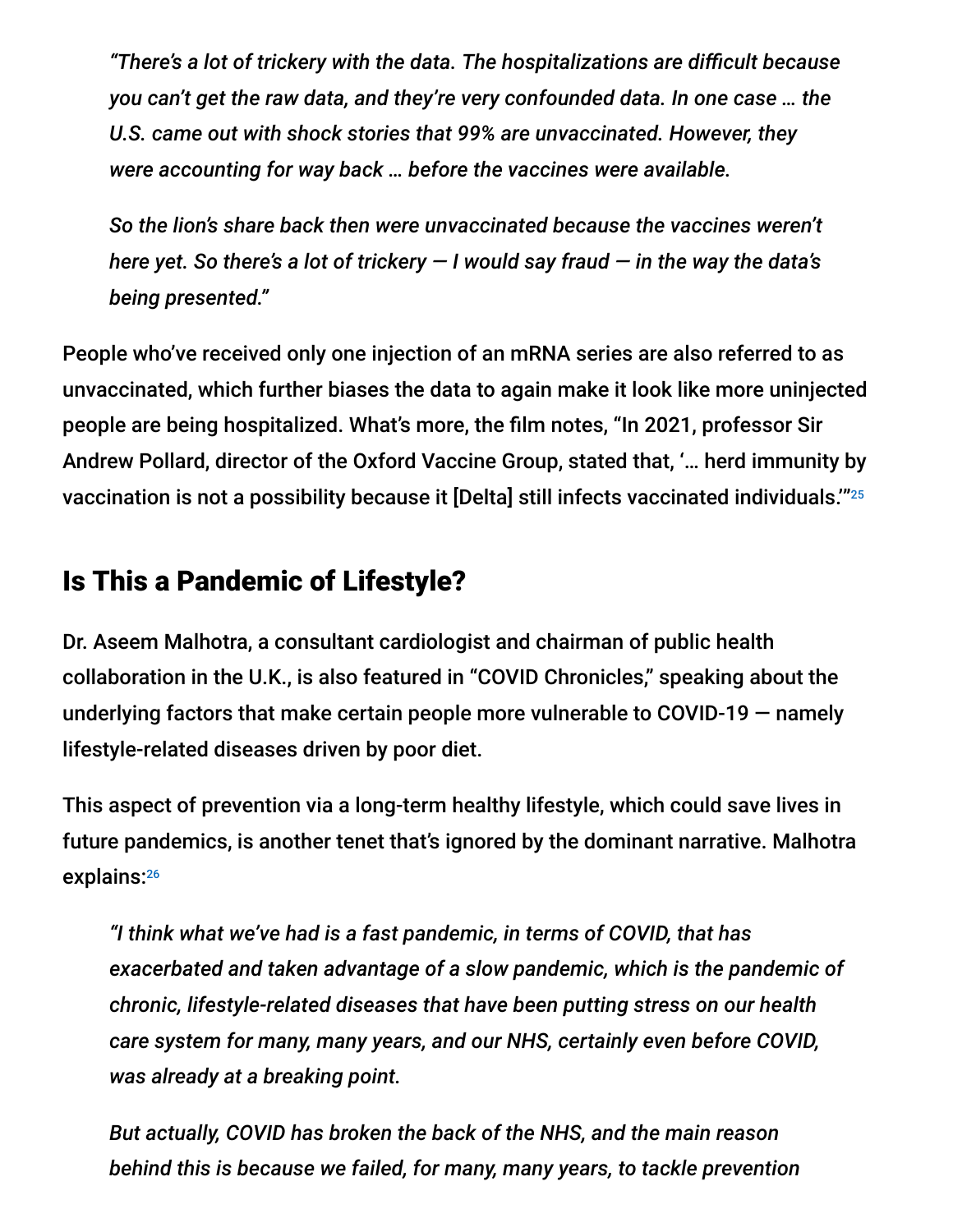> *"There's a lot of trickery with the data. The hospitalizations are difficult because you can't get the raw data, and they're very confounded data. In one case … the U.S. came out with shock stories that 99% are unvaccinated. However, they were accounting for way back … before the vaccines were available.*
>
> *So the lion's share back then were unvaccinated because the vaccines weren't here yet. So there's a lot of trickery — I would say fraud — in the way the data's being presented."*

People who've received only one injection of an mRNA series are also referred to as unvaccinated, which further biases the data to again make it look like more uninjected people are being hospitalized. What's more, the film notes, "In 2021, professor Sir Andrew Pollard, director of the Oxford Vaccine Group, stated that, '… herd immunity by vaccination is not a possibility because it [Delta] still infects vaccinated individuals.'"[25]

## Is This a Pandemic of Lifestyle?

Dr. Aseem Malhotra, a consultant cardiologist and chairman of public health collaboration in the U.K., is also featured in "COVID Chronicles," speaking about the underlying factors that make certain people more vulnerable to COVID-19 — namely lifestyle-related diseases driven by poor diet.

This aspect of prevention via a long-term healthy lifestyle, which could save lives in future pandemics, is another tenet that's ignored by the dominant narrative. Malhotra explains:[26]

> *"I think what we've had is a fast pandemic, in terms of COVID, that has exacerbated and taken advantage of a slow pandemic, which is the pandemic of chronic, lifestyle-related diseases that have been putting stress on our health care system for many, many years, and our NHS, certainly even before COVID, was already at a breaking point.*
>
> *But actually, COVID has broken the back of the NHS, and the main reason behind this is because we failed, for many, many years, to tackle prevention*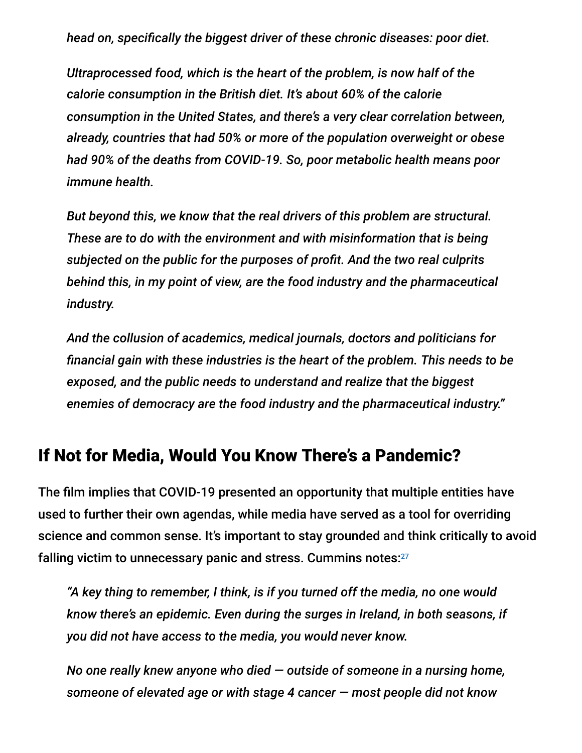*head on, specifically the biggest driver of these chronic diseases: poor diet.*

> *Ultraprocessed food, which is the heart of the problem, is now half of the calorie consumption in the British diet. It's about 60% of the calorie consumption in the United States, and there's a very clear correlation between, already, countries that had 50% or more of the population overweight or obese had 90% of the deaths from COVID-19. So, poor metabolic health means poor immune health.*
>
> *But beyond this, we know that the real drivers of this problem are structural. These are to do with the environment and with misinformation that is being subjected on the public for the purposes of profit. And the two real culprits behind this, in my point of view, are the food industry and the pharmaceutical industry.*
>
> *And the collusion of academics, medical journals, doctors and politicians for financial gain with these industries is the heart of the problem. This needs to be exposed, and the public needs to understand and realize that the biggest enemies of democracy are the food industry and the pharmaceutical industry."*

## If Not for Media, Would You Know There's a Pandemic?

The film implies that COVID-19 presented an opportunity that multiple entities have used to further their own agendas, while media have served as a tool for overriding science and common sense. It's important to stay grounded and think critically to avoid falling victim to unnecessary panic and stress. Cummins notes:[27]

> *"A key thing to remember, I think, is if you turned off the media, no one would know there's an epidemic. Even during the surges in Ireland, in both seasons, if you did not have access to the media, you would never know.*
>
> *No one really knew anyone who died — outside of someone in a nursing home, someone of elevated age or with stage 4 cancer — most people did not know*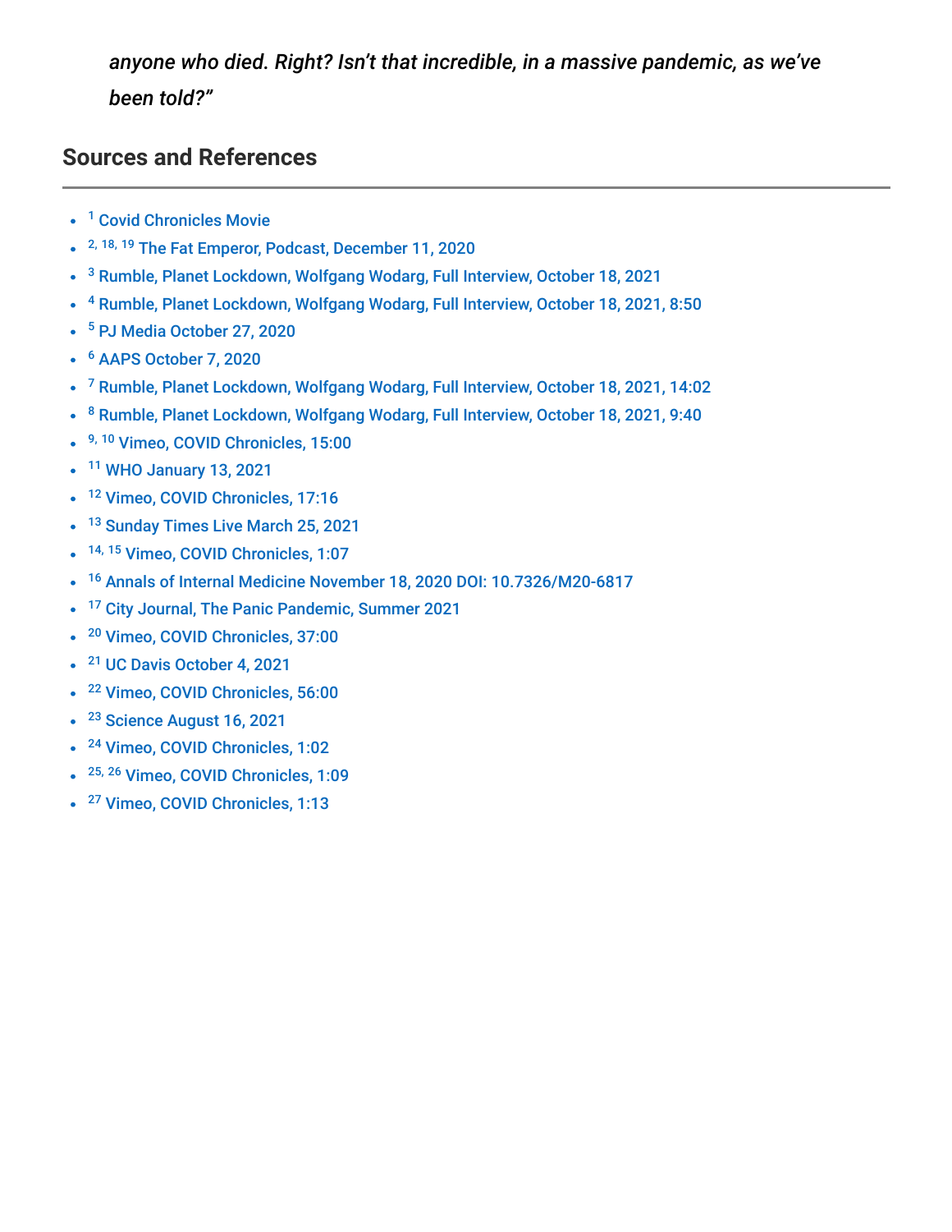*anyone who died. Right? Isn't that incredible, in a massive pandemic, as we've been told?"*

## Sources and References

- [1] Covid Chronicles Movie
- [2, 18, 19] The Fat Emperor, Podcast, December 11, 2020
- [3] Rumble, Planet Lockdown, Wolfgang Wodarg, Full Interview, October 18, 2021
- [4] Rumble, Planet Lockdown, Wolfgang Wodarg, Full Interview, October 18, 2021, 8:50
- [5] PJ Media October 27, 2020
- [6] AAPS October 7, 2020
- [7] Rumble, Planet Lockdown, Wolfgang Wodarg, Full Interview, October 18, 2021, 14:02
- [8] Rumble, Planet Lockdown, Wolfgang Wodarg, Full Interview, October 18, 2021, 9:40
- [9, 10] Vimeo, COVID Chronicles, 15:00
- [11] WHO January 13, 2021
- [12] Vimeo, COVID Chronicles, 17:16
- [13] Sunday Times Live March 25, 2021
- [14, 15] Vimeo, COVID Chronicles, 1:07
- [16] Annals of Internal Medicine November 18, 2020 DOI: 10.7326/M20-6817
- [17] City Journal, The Panic Pandemic, Summer 2021
- [20] Vimeo, COVID Chronicles, 37:00
- [21] UC Davis October 4, 2021
- [22] Vimeo, COVID Chronicles, 56:00
- [23] Science August 16, 2021
- [24] Vimeo, COVID Chronicles, 1:02
- [25, 26] Vimeo, COVID Chronicles, 1:09
- [27] Vimeo, COVID Chronicles, 1:13